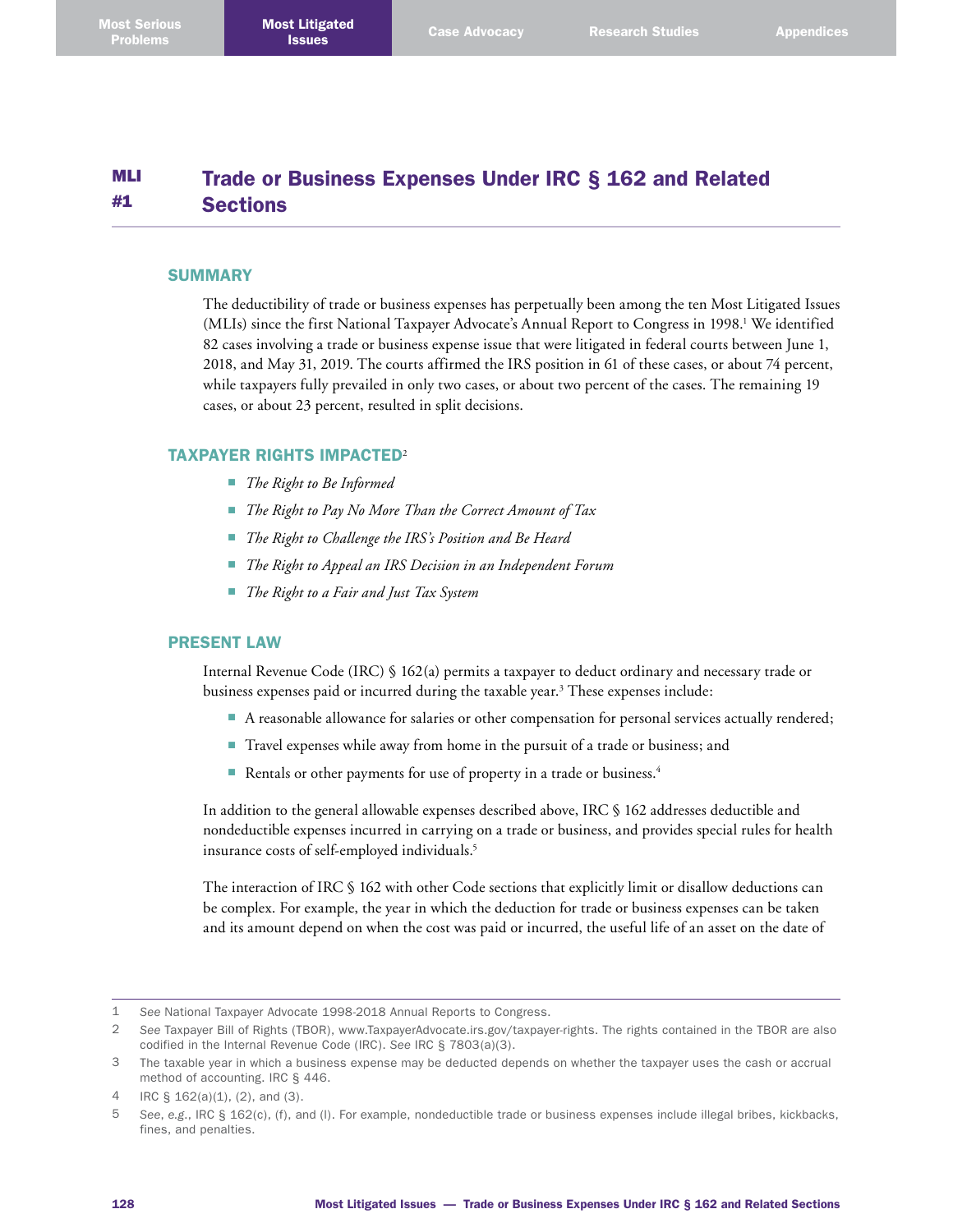# MLI #1 Trade or Business Expenses Under IRC § 162 and Related Sections

## SUMMARY

The deductibility of trade or business expenses has perpetually been among the ten Most Litigated Issues (MLIs) since the first National Taxpayer Advocate's Annual Report to Congress in 1998.[1] We identified 82 cases involving a trade or business expense issue that were litigated in federal courts between June 1, 2018, and May 31, 2019. The courts affirmed the IRS position in 61 of these cases, or about 74 percent, while taxpayers fully prevailed in only two cases, or about two percent of the cases. The remaining 19 cases, or about 23 percent, resulted in split decisions.

## TAXPAYER RIGHTS IMPACTED[2]

- *The Right to Be Informed*
- *The Right to Pay No More Than the Correct Amount of Tax*
- *The Right to Challenge the IRS's Position and Be Heard*
- *The Right to Appeal an IRS Decision in an Independent Forum*
- *The Right to a Fair and Just Tax System*

## PRESENT LAW

Internal Revenue Code (IRC) § 162(a) permits a taxpayer to deduct ordinary and necessary trade or business expenses paid or incurred during the taxable year.[3] These expenses include:

- A reasonable allowance for salaries or other compensation for personal services actually rendered;
- Travel expenses while away from home in the pursuit of a trade or business; and
- Rentals or other payments for use of property in a trade or business.[4]

In addition to the general allowable expenses described above, IRC § 162 addresses deductible and nondeductible expenses incurred in carrying on a trade or business, and provides special rules for health insurance costs of self-employed individuals.[5]

The interaction of IRC § 162 with other Code sections that explicitly limit or disallow deductions can be complex. For example, the year in which the deduction for trade or business expenses can be taken and its amount depend on when the cost was paid or incurred, the useful life of an asset on the date of

---

1 *See* National Taxpayer Advocate 1998-2018 Annual Reports to Congress.

2 *See* Taxpayer Bill of Rights (TBOR), www.TaxpayerAdvocate.irs.gov/taxpayer-rights. The rights contained in the TBOR are also codified in the Internal Revenue Code (IRC). *See* IRC § 7803(a)(3).

3 The taxable year in which a business expense may be deducted depends on whether the taxpayer uses the cash or accrual method of accounting. IRC § 446.

4 IRC § 162(a)(1), (2), and (3).

5 *See, e.g.*, IRC § 162(c), (f), and (l). For example, nondeductible trade or business expenses include illegal bribes, kickbacks, fines, and penalties.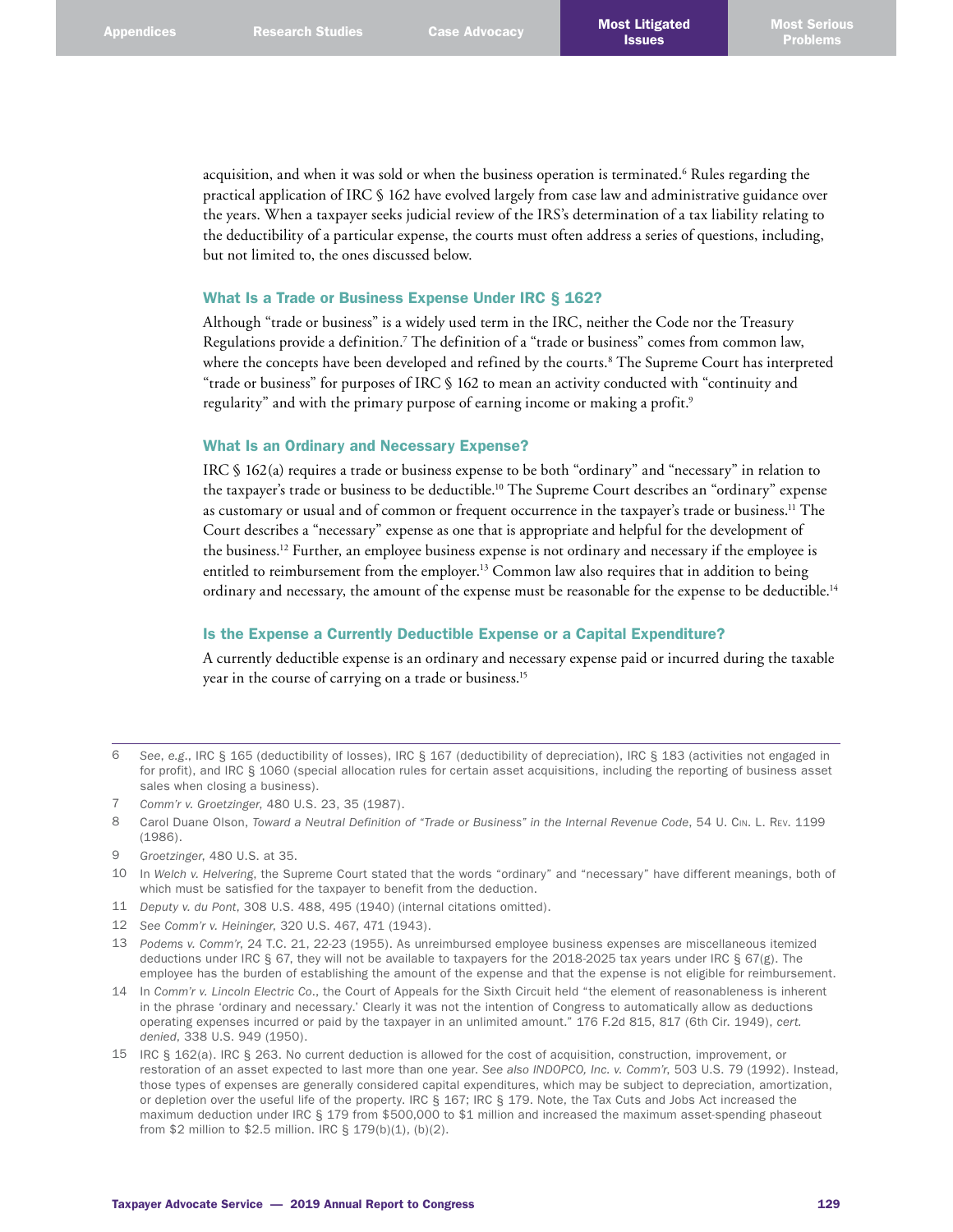acquisition, and when it was sold or when the business operation is terminated.[6] Rules regarding the practical application of IRC § 162 have evolved largely from case law and administrative guidance over the years. When a taxpayer seeks judicial review of the IRS's determination of a tax liability relating to the deductibility of a particular expense, the courts must often address a series of questions, including, but not limited to, the ones discussed below.

### What Is a Trade or Business Expense Under IRC § 162?

Although "trade or business" is a widely used term in the IRC, neither the Code nor the Treasury Regulations provide a definition.[7] The definition of a "trade or business" comes from common law, where the concepts have been developed and refined by the courts.[8] The Supreme Court has interpreted "trade or business" for purposes of IRC § 162 to mean an activity conducted with "continuity and regularity" and with the primary purpose of earning income or making a profit.[9]

### What Is an Ordinary and Necessary Expense?

IRC § 162(a) requires a trade or business expense to be both "ordinary" and "necessary" in relation to the taxpayer's trade or business to be deductible.[10] The Supreme Court describes an "ordinary" expense as customary or usual and of common or frequent occurrence in the taxpayer's trade or business.[11] The Court describes a "necessary" expense as one that is appropriate and helpful for the development of the business.[12] Further, an employee business expense is not ordinary and necessary if the employee is entitled to reimbursement from the employer.[13] Common law also requires that in addition to being ordinary and necessary, the amount of the expense must be reasonable for the expense to be deductible.[14]

### Is the Expense a Currently Deductible Expense or a Capital Expenditure?

A currently deductible expense is an ordinary and necessary expense paid or incurred during the taxable year in the course of carrying on a trade or business.[15]

---

6 *See, e.g.*, IRC § 165 (deductibility of losses), IRC § 167 (deductibility of depreciation), IRC § 183 (activities not engaged in for profit), and IRC § 1060 (special allocation rules for certain asset acquisitions, including the reporting of business asset sales when closing a business).

7 *Comm'r v. Groetzinger*, 480 U.S. 23, 35 (1987).

8 Carol Duane Olson, *Toward a Neutral Definition of "Trade or Business" in the Internal Revenue Code*, 54 U. Cin. L. Rev. 1199 (1986).

9 *Groetzinger*, 480 U.S. at 35.

10 In *Welch v. Helvering*, the Supreme Court stated that the words "ordinary" and "necessary" have different meanings, both of which must be satisfied for the taxpayer to benefit from the deduction.

11 *Deputy v. du Pont*, 308 U.S. 488, 495 (1940) (internal citations omitted).

12 *See Comm'r v. Heininger*, 320 U.S. 467, 471 (1943).

13 *Podems v. Comm'r*, 24 T.C. 21, 22-23 (1955). As unreimbursed employee business expenses are miscellaneous itemized deductions under IRC § 67, they will not be available to taxpayers for the 2018-2025 tax years under IRC § 67(g). The employee has the burden of establishing the amount of the expense and that the expense is not eligible for reimbursement.

14 In *Comm'r v. Lincoln Electric Co.*, the Court of Appeals for the Sixth Circuit held "the element of reasonableness is inherent in the phrase 'ordinary and necessary.' Clearly it was not the intention of Congress to automatically allow as deductions operating expenses incurred or paid by the taxpayer in an unlimited amount." 176 F.2d 815, 817 (6th Cir. 1949), *cert. denied*, 338 U.S. 949 (1950).

15 IRC § 162(a). IRC § 263. No current deduction is allowed for the cost of acquisition, construction, improvement, or restoration of an asset expected to last more than one year. *See also INDOPCO, Inc. v. Comm'r*, 503 U.S. 79 (1992). Instead, those types of expenses are generally considered capital expenditures, which may be subject to depreciation, amortization, or depletion over the useful life of the property. IRC § 167; IRC § 179. Note, the Tax Cuts and Jobs Act increased the maximum deduction under IRC § 179 from $500,000 to $1 million and increased the maximum asset-spending phaseout from $2 million to $2.5 million. IRC § 179(b)(1), (b)(2).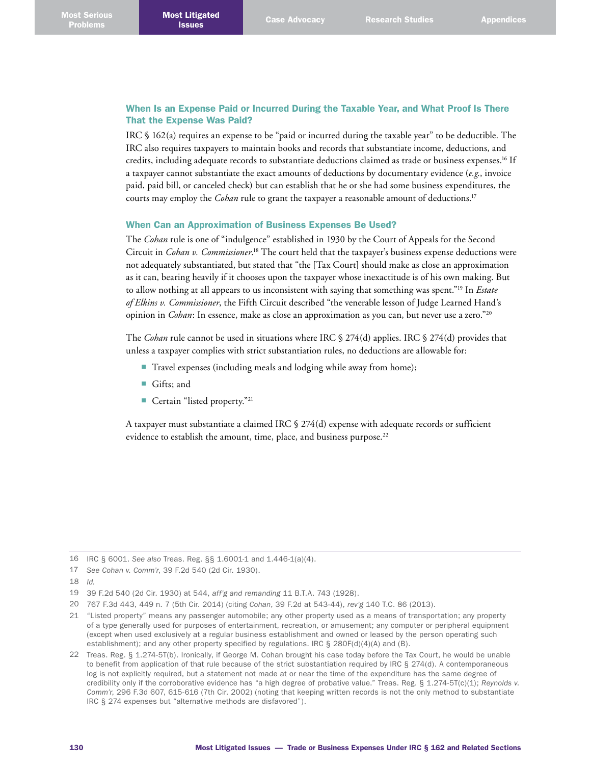### When Is an Expense Paid or Incurred During the Taxable Year, and What Proof Is There That the Expense Was Paid?

IRC § 162(a) requires an expense to be "paid or incurred during the taxable year" to be deductible. The IRC also requires taxpayers to maintain books and records that substantiate income, deductions, and credits, including adequate records to substantiate deductions claimed as trade or business expenses.[16] If a taxpayer cannot substantiate the exact amounts of deductions by documentary evidence (*e.g.*, invoice paid, paid bill, or canceled check) but can establish that he or she had some business expenditures, the courts may employ the *Cohan* rule to grant the taxpayer a reasonable amount of deductions.[17]

### When Can an Approximation of Business Expenses Be Used?

The *Cohan* rule is one of "indulgence" established in 1930 by the Court of Appeals for the Second Circuit in *Cohan v. Commissioner*.[18] The court held that the taxpayer's business expense deductions were not adequately substantiated, but stated that "the [Tax Court] should make as close an approximation as it can, bearing heavily if it chooses upon the taxpayer whose inexactitude is of his own making. But to allow nothing at all appears to us inconsistent with saying that something was spent."[19] In *Estate of Elkins v. Commissioner*, the Fifth Circuit described "the venerable lesson of Judge Learned Hand's opinion in *Cohan*: In essence, make as close an approximation as you can, but never use a zero."[20]

The *Cohan* rule cannot be used in situations where IRC § 274(d) applies. IRC § 274(d) provides that unless a taxpayer complies with strict substantiation rules, no deductions are allowable for:

- Travel expenses (including meals and lodging while away from home);
- Gifts; and
- Certain "listed property."[21]

A taxpayer must substantiate a claimed IRC § 274(d) expense with adequate records or sufficient evidence to establish the amount, time, place, and business purpose.[22]

---

16 IRC § 6001. *See also* Treas. Reg. §§ 1.6001-1 and 1.446-1(a)(4).

17 *See Cohan v. Comm'r*, 39 F.2d 540 (2d Cir. 1930).

18 *Id.*

19 39 F.2d 540 (2d Cir. 1930) at 544, *aff'g and remanding* 11 B.T.A. 743 (1928).

20 767 F.3d 443, 449 n. 7 (5th Cir. 2014) (citing *Cohan*, 39 F.2d at 543-44), *rev'g* 140 T.C. 86 (2013).

21 "Listed property" means any passenger automobile; any other property used as a means of transportation; any property of a type generally used for purposes of entertainment, recreation, or amusement; any computer or peripheral equipment (except when used exclusively at a regular business establishment and owned or leased by the person operating such establishment); and any other property specified by regulations. IRC § 280F(d)(4)(A) and (B).

22 Treas. Reg. § 1.274-5T(b). Ironically, if George M. Cohan brought his case today before the Tax Court, he would be unable to benefit from application of that rule because of the strict substantiation required by IRC § 274(d). A contemporaneous log is not explicitly required, but a statement not made at or near the time of the expenditure has the same degree of credibility only if the corroborative evidence has "a high degree of probative value." Treas. Reg. § 1.274-5T(c)(1); *Reynolds v. Comm'r*, 296 F.3d 607, 615-616 (7th Cir. 2002) (noting that keeping written records is not the only method to substantiate IRC § 274 expenses but "alternative methods are disfavored").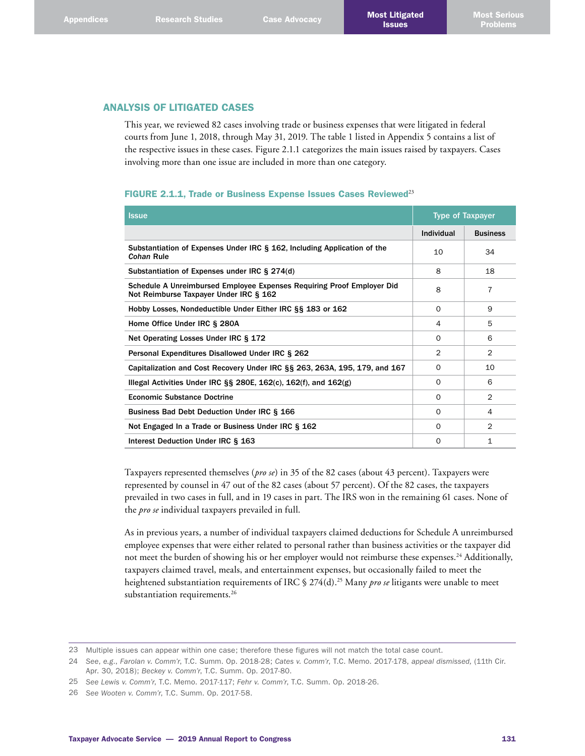## ANALYSIS OF LITIGATED CASES

This year, we reviewed 82 cases involving trade or business expenses that were litigated in federal courts from June 1, 2018, through May 31, 2019. The table 1 listed in Appendix 5 contains a list of the respective issues in these cases. Figure 2.1.1 categorizes the main issues raised by taxpayers. Cases involving more than one issue are included in more than one category.

**FIGURE 2.1.1, Trade or Business Expense Issues Cases Reviewed**[23]

| Issue | Type of Taxpayer | |
|---|---|---|
| | Individual | Business |
| Substantiation of Expenses Under IRC § 162, Including Application of the *Cohan* Rule | 10 | 34 |
| Substantiation of Expenses under IRC § 274(d) | 8 | 18 |
| Schedule A Unreimbursed Employee Expenses Requiring Proof Employer Did Not Reimburse Taxpayer Under IRC § 162 | 8 | 7 |
| Hobby Losses, Nondeductible Under Either IRC §§ 183 or 162 | 0 | 9 |
| Home Office Under IRC § 280A | 4 | 5 |
| Net Operating Losses Under IRC § 172 | 0 | 6 |
| Personal Expenditures Disallowed Under IRC § 262 | 2 | 2 |
| Capitalization and Cost Recovery Under IRC §§ 263, 263A, 195, 179, and 167 | 0 | 10 |
| Illegal Activities Under IRC §§ 280E, 162(c), 162(f), and 162(g) | 0 | 6 |
| Economic Substance Doctrine | 0 | 2 |
| Business Bad Debt Deduction Under IRC § 166 | 0 | 4 |
| Not Engaged In a Trade or Business Under IRC § 162 | 0 | 2 |
| Interest Deduction Under IRC § 163 | 0 | 1 |

Taxpayers represented themselves (*pro se*) in 35 of the 82 cases (about 43 percent). Taxpayers were represented by counsel in 47 out of the 82 cases (about 57 percent). Of the 82 cases, the taxpayers prevailed in two cases in full, and in 19 cases in part. The IRS won in the remaining 61 cases. None of the *pro se* individual taxpayers prevailed in full.

As in previous years, a number of individual taxpayers claimed deductions for Schedule A unreimbursed employee expenses that were either related to personal rather than business activities or the taxpayer did not meet the burden of showing his or her employer would not reimburse these expenses.[24] Additionally, taxpayers claimed travel, meals, and entertainment expenses, but occasionally failed to meet the heightened substantiation requirements of IRC § 274(d).[25] Many *pro se* litigants were unable to meet substantiation requirements.[26]

---

23 Multiple issues can appear within one case; therefore these figures will not match the total case count.

24 *See, e.g., Farolan v. Comm'r*, T.C. Summ. Op. 2018-28; *Cates v. Comm'r*, T.C. Memo. 2017-178, *appeal dismissed,* (11th Cir. Apr. 30, 2018); *Beckey v. Comm'r*, T.C. Summ. Op. 2017-80.

25 *See Lewis v. Comm'r*, T.C. Memo. 2017-117; *Fehr v. Comm'r*, T.C. Summ. Op. 2018-26.

26 *See Wooten v. Comm'r*, T.C. Summ. Op. 2017-58.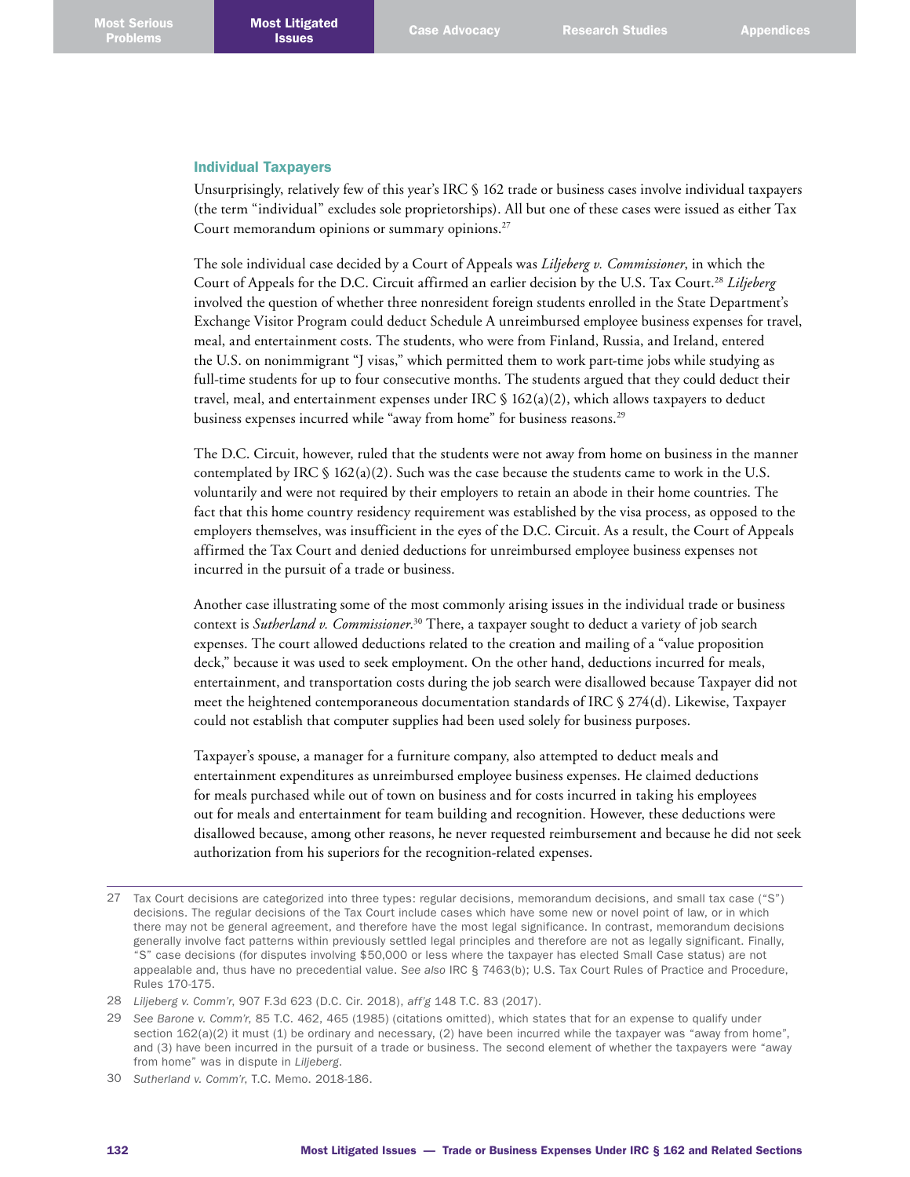### Individual Taxpayers

Unsurprisingly, relatively few of this year's IRC § 162 trade or business cases involve individual taxpayers (the term "individual" excludes sole proprietorships). All but one of these cases were issued as either Tax Court memorandum opinions or summary opinions.[27]

The sole individual case decided by a Court of Appeals was *Liljeberg v. Commissioner*, in which the Court of Appeals for the D.C. Circuit affirmed an earlier decision by the U.S. Tax Court.[28] *Liljeberg* involved the question of whether three nonresident foreign students enrolled in the State Department's Exchange Visitor Program could deduct Schedule A unreimbursed employee business expenses for travel, meal, and entertainment costs. The students, who were from Finland, Russia, and Ireland, entered the U.S. on nonimmigrant "J visas," which permitted them to work part-time jobs while studying as full-time students for up to four consecutive months. The students argued that they could deduct their travel, meal, and entertainment expenses under IRC § 162(a)(2), which allows taxpayers to deduct business expenses incurred while "away from home" for business reasons.[29]

The D.C. Circuit, however, ruled that the students were not away from home on business in the manner contemplated by IRC § 162(a)(2). Such was the case because the students came to work in the U.S. voluntarily and were not required by their employers to retain an abode in their home countries. The fact that this home country residency requirement was established by the visa process, as opposed to the employers themselves, was insufficient in the eyes of the D.C. Circuit. As a result, the Court of Appeals affirmed the Tax Court and denied deductions for unreimbursed employee business expenses not incurred in the pursuit of a trade or business.

Another case illustrating some of the most commonly arising issues in the individual trade or business context is *Sutherland v. Commissioner*.[30] There, a taxpayer sought to deduct a variety of job search expenses. The court allowed deductions related to the creation and mailing of a "value proposition deck," because it was used to seek employment. On the other hand, deductions incurred for meals, entertainment, and transportation costs during the job search were disallowed because Taxpayer did not meet the heightened contemporaneous documentation standards of IRC § 274(d). Likewise, Taxpayer could not establish that computer supplies had been used solely for business purposes.

Taxpayer's spouse, a manager for a furniture company, also attempted to deduct meals and entertainment expenditures as unreimbursed employee business expenses. He claimed deductions for meals purchased while out of town on business and for costs incurred in taking his employees out for meals and entertainment for team building and recognition. However, these deductions were disallowed because, among other reasons, he never requested reimbursement and because he did not seek authorization from his superiors for the recognition-related expenses.

---

27 Tax Court decisions are categorized into three types: regular decisions, memorandum decisions, and small tax case ("S") decisions. The regular decisions of the Tax Court include cases which have some new or novel point of law, or in which there may not be general agreement, and therefore have the most legal significance. In contrast, memorandum decisions generally involve fact patterns within previously settled legal principles and therefore are not as legally significant. Finally, "S" case decisions (for disputes involving $50,000 or less where the taxpayer has elected Small Case status) are not appealable and, thus have no precedential value. *See also* IRC § 7463(b); U.S. Tax Court Rules of Practice and Procedure, Rules 170-175.

28 *Liljeberg v. Comm'r*, 907 F.3d 623 (D.C. Cir. 2018), *aff'g* 148 T.C. 83 (2017).

29 *See Barone v. Comm'r*, 85 T.C. 462, 465 (1985) (citations omitted), which states that for an expense to qualify under section 162(a)(2) it must (1) be ordinary and necessary, (2) have been incurred while the taxpayer was "away from home", and (3) have been incurred in the pursuit of a trade or business. The second element of whether the taxpayers were "away from home" was in dispute in *Liljeberg*.

30 *Sutherland v. Comm'r*, T.C. Memo. 2018-186.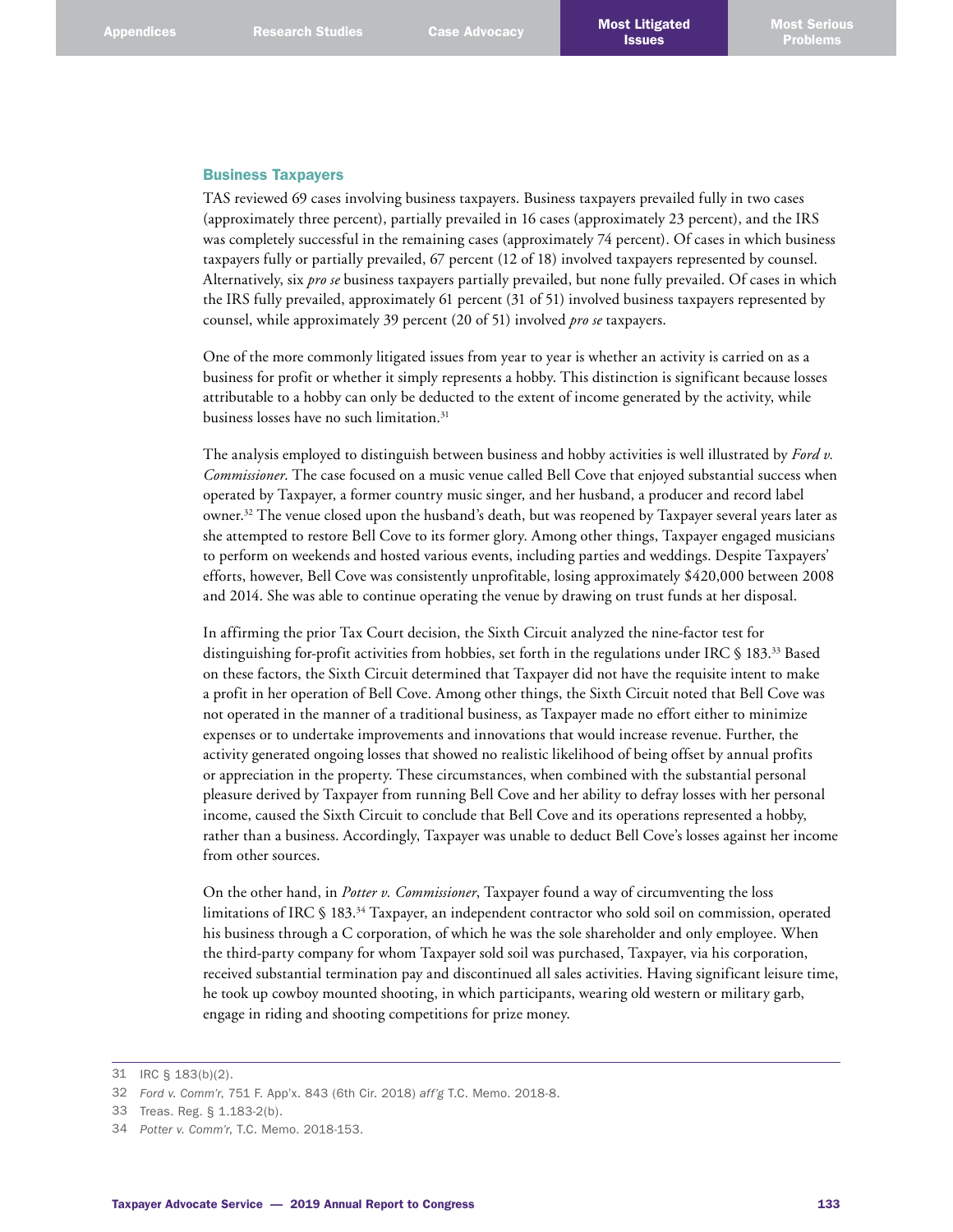### Business Taxpayers

TAS reviewed 69 cases involving business taxpayers. Business taxpayers prevailed fully in two cases (approximately three percent), partially prevailed in 16 cases (approximately 23 percent), and the IRS was completely successful in the remaining cases (approximately 74 percent). Of cases in which business taxpayers fully or partially prevailed, 67 percent (12 of 18) involved taxpayers represented by counsel. Alternatively, six *pro se* business taxpayers partially prevailed, but none fully prevailed. Of cases in which the IRS fully prevailed, approximately 61 percent (31 of 51) involved business taxpayers represented by counsel, while approximately 39 percent (20 of 51) involved *pro se* taxpayers.

One of the more commonly litigated issues from year to year is whether an activity is carried on as a business for profit or whether it simply represents a hobby. This distinction is significant because losses attributable to a hobby can only be deducted to the extent of income generated by the activity, while business losses have no such limitation.[31]

The analysis employed to distinguish between business and hobby activities is well illustrated by *Ford v. Commissioner*. The case focused on a music venue called Bell Cove that enjoyed substantial success when operated by Taxpayer, a former country music singer, and her husband, a producer and record label owner.[32] The venue closed upon the husband's death, but was reopened by Taxpayer several years later as she attempted to restore Bell Cove to its former glory. Among other things, Taxpayer engaged musicians to perform on weekends and hosted various events, including parties and weddings. Despite Taxpayers' efforts, however, Bell Cove was consistently unprofitable, losing approximately $420,000 between 2008 and 2014. She was able to continue operating the venue by drawing on trust funds at her disposal.

In affirming the prior Tax Court decision, the Sixth Circuit analyzed the nine-factor test for distinguishing for-profit activities from hobbies, set forth in the regulations under IRC § 183.[33] Based on these factors, the Sixth Circuit determined that Taxpayer did not have the requisite intent to make a profit in her operation of Bell Cove. Among other things, the Sixth Circuit noted that Bell Cove was not operated in the manner of a traditional business, as Taxpayer made no effort either to minimize expenses or to undertake improvements and innovations that would increase revenue. Further, the activity generated ongoing losses that showed no realistic likelihood of being offset by annual profits or appreciation in the property. These circumstances, when combined with the substantial personal pleasure derived by Taxpayer from running Bell Cove and her ability to defray losses with her personal income, caused the Sixth Circuit to conclude that Bell Cove and its operations represented a hobby, rather than a business. Accordingly, Taxpayer was unable to deduct Bell Cove's losses against her income from other sources.

On the other hand, in *Potter v. Commissioner*, Taxpayer found a way of circumventing the loss limitations of IRC § 183.[34] Taxpayer, an independent contractor who sold soil on commission, operated his business through a C corporation, of which he was the sole shareholder and only employee. When the third-party company for whom Taxpayer sold soil was purchased, Taxpayer, via his corporation, received substantial termination pay and discontinued all sales activities. Having significant leisure time, he took up cowboy mounted shooting, in which participants, wearing old western or military garb, engage in riding and shooting competitions for prize money.

---

31 IRC § 183(b)(2).

32 *Ford v. Comm'r*, 751 F. App'x. 843 (6th Cir. 2018) *aff'g* T.C. Memo. 2018-8.

33 Treas. Reg. § 1.183-2(b).

34 *Potter v. Comm'r*, T.C. Memo. 2018-153.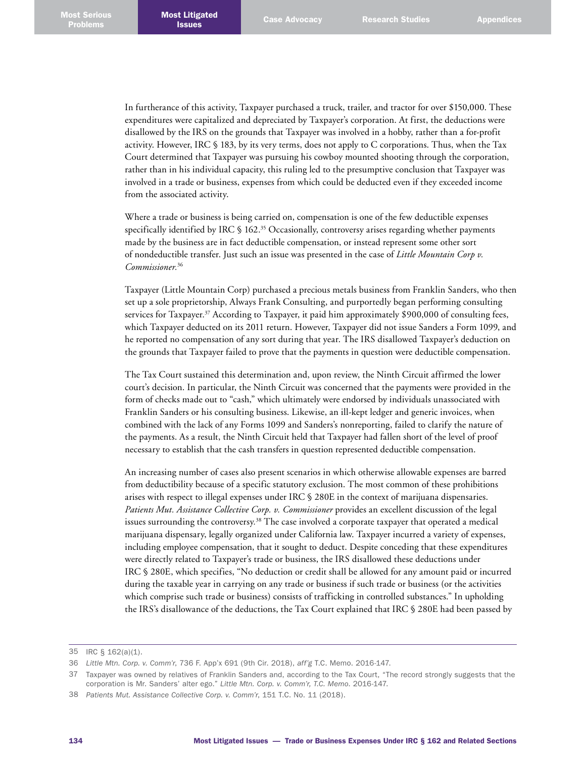In furtherance of this activity, Taxpayer purchased a truck, trailer, and tractor for over $150,000. These expenditures were capitalized and depreciated by Taxpayer's corporation. At first, the deductions were disallowed by the IRS on the grounds that Taxpayer was involved in a hobby, rather than a for-profit activity. However, IRC § 183, by its very terms, does not apply to C corporations. Thus, when the Tax Court determined that Taxpayer was pursuing his cowboy mounted shooting through the corporation, rather than in his individual capacity, this ruling led to the presumptive conclusion that Taxpayer was involved in a trade or business, expenses from which could be deducted even if they exceeded income from the associated activity.

Where a trade or business is being carried on, compensation is one of the few deductible expenses specifically identified by IRC § 162.[35] Occasionally, controversy arises regarding whether payments made by the business are in fact deductible compensation, or instead represent some other sort of nondeductible transfer. Just such an issue was presented in the case of *Little Mountain Corp v. Commissioner*.[36]

Taxpayer (Little Mountain Corp) purchased a precious metals business from Franklin Sanders, who then set up a sole proprietorship, Always Frank Consulting, and purportedly began performing consulting services for Taxpayer.[37] According to Taxpayer, it paid him approximately $900,000 of consulting fees, which Taxpayer deducted on its 2011 return. However, Taxpayer did not issue Sanders a Form 1099, and he reported no compensation of any sort during that year. The IRS disallowed Taxpayer's deduction on the grounds that Taxpayer failed to prove that the payments in question were deductible compensation.

The Tax Court sustained this determination and, upon review, the Ninth Circuit affirmed the lower court's decision. In particular, the Ninth Circuit was concerned that the payments were provided in the form of checks made out to "cash," which ultimately were endorsed by individuals unassociated with Franklin Sanders or his consulting business. Likewise, an ill-kept ledger and generic invoices, when combined with the lack of any Forms 1099 and Sanders's nonreporting, failed to clarify the nature of the payments. As a result, the Ninth Circuit held that Taxpayer had fallen short of the level of proof necessary to establish that the cash transfers in question represented deductible compensation.

An increasing number of cases also present scenarios in which otherwise allowable expenses are barred from deductibility because of a specific statutory exclusion. The most common of these prohibitions arises with respect to illegal expenses under IRC § 280E in the context of marijuana dispensaries. *Patients Mut. Assistance Collective Corp. v. Commissioner* provides an excellent discussion of the legal issues surrounding the controversy.[38] The case involved a corporate taxpayer that operated a medical marijuana dispensary, legally organized under California law. Taxpayer incurred a variety of expenses, including employee compensation, that it sought to deduct. Despite conceding that these expenditures were directly related to Taxpayer's trade or business, the IRS disallowed these deductions under IRC § 280E, which specifies, "No deduction or credit shall be allowed for any amount paid or incurred during the taxable year in carrying on any trade or business if such trade or business (or the activities which comprise such trade or business) consists of trafficking in controlled substances." In upholding the IRS's disallowance of the deductions, the Tax Court explained that IRC § 280E had been passed by

---

35 IRC § 162(a)(1).

36 *Little Mtn. Corp. v. Comm'r*, 736 F. App'x 691 (9th Cir. 2018), *aff'g* T.C. Memo. 2016-147.

37 Taxpayer was owned by relatives of Franklin Sanders and, according to the Tax Court, "The record strongly suggests that the corporation is Mr. Sanders' alter ego." *Little Mtn. Corp. v. Comm'r, T.C. Memo.* 2016-147.

38 *Patients Mut. Assistance Collective Corp. v. Comm'r*, 151 T.C. No. 11 (2018).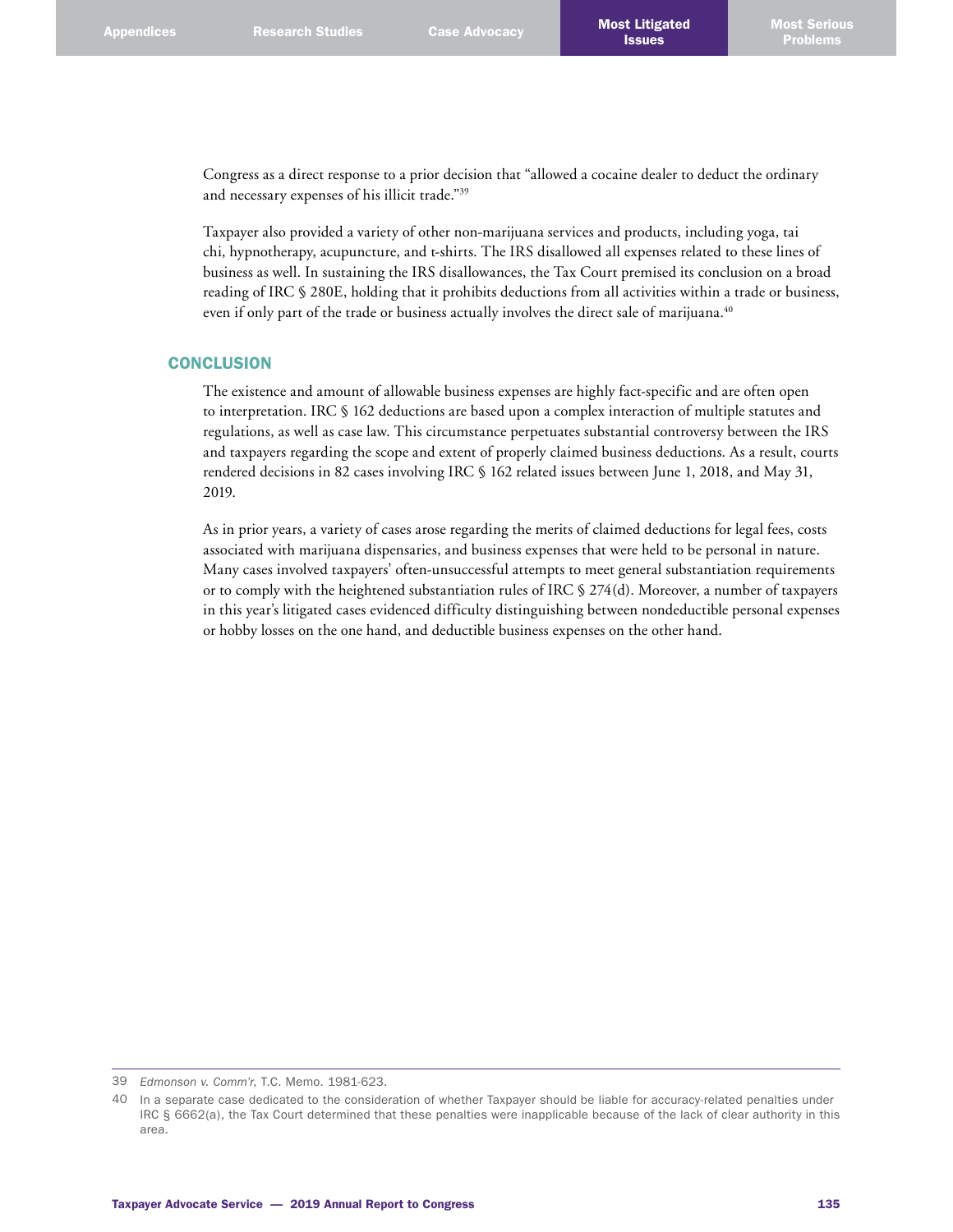Congress as a direct response to a prior decision that "allowed a cocaine dealer to deduct the ordinary and necessary expenses of his illicit trade."[39]

Taxpayer also provided a variety of other non-marijuana services and products, including yoga, tai chi, hypnotherapy, acupuncture, and t-shirts. The IRS disallowed all expenses related to these lines of business as well. In sustaining the IRS disallowances, the Tax Court premised its conclusion on a broad reading of IRC § 280E, holding that it prohibits deductions from all activities within a trade or business, even if only part of the trade or business actually involves the direct sale of marijuana.[40]

## CONCLUSION

The existence and amount of allowable business expenses are highly fact-specific and are often open to interpretation. IRC § 162 deductions are based upon a complex interaction of multiple statutes and regulations, as well as case law. This circumstance perpetuates substantial controversy between the IRS and taxpayers regarding the scope and extent of properly claimed business deductions. As a result, courts rendered decisions in 82 cases involving IRC § 162 related issues between June 1, 2018, and May 31, 2019.

As in prior years, a variety of cases arose regarding the merits of claimed deductions for legal fees, costs associated with marijuana dispensaries, and business expenses that were held to be personal in nature. Many cases involved taxpayers' often-unsuccessful attempts to meet general substantiation requirements or to comply with the heightened substantiation rules of IRC § 274(d). Moreover, a number of taxpayers in this year's litigated cases evidenced difficulty distinguishing between nondeductible personal expenses or hobby losses on the one hand, and deductible business expenses on the other hand.

---

39 *Edmonson v. Comm'r*, T.C. Memo. 1981-623.

40 In a separate case dedicated to the consideration of whether Taxpayer should be liable for accuracy-related penalties under IRC § 6662(a), the Tax Court determined that these penalties were inapplicable because of the lack of clear authority in this area.